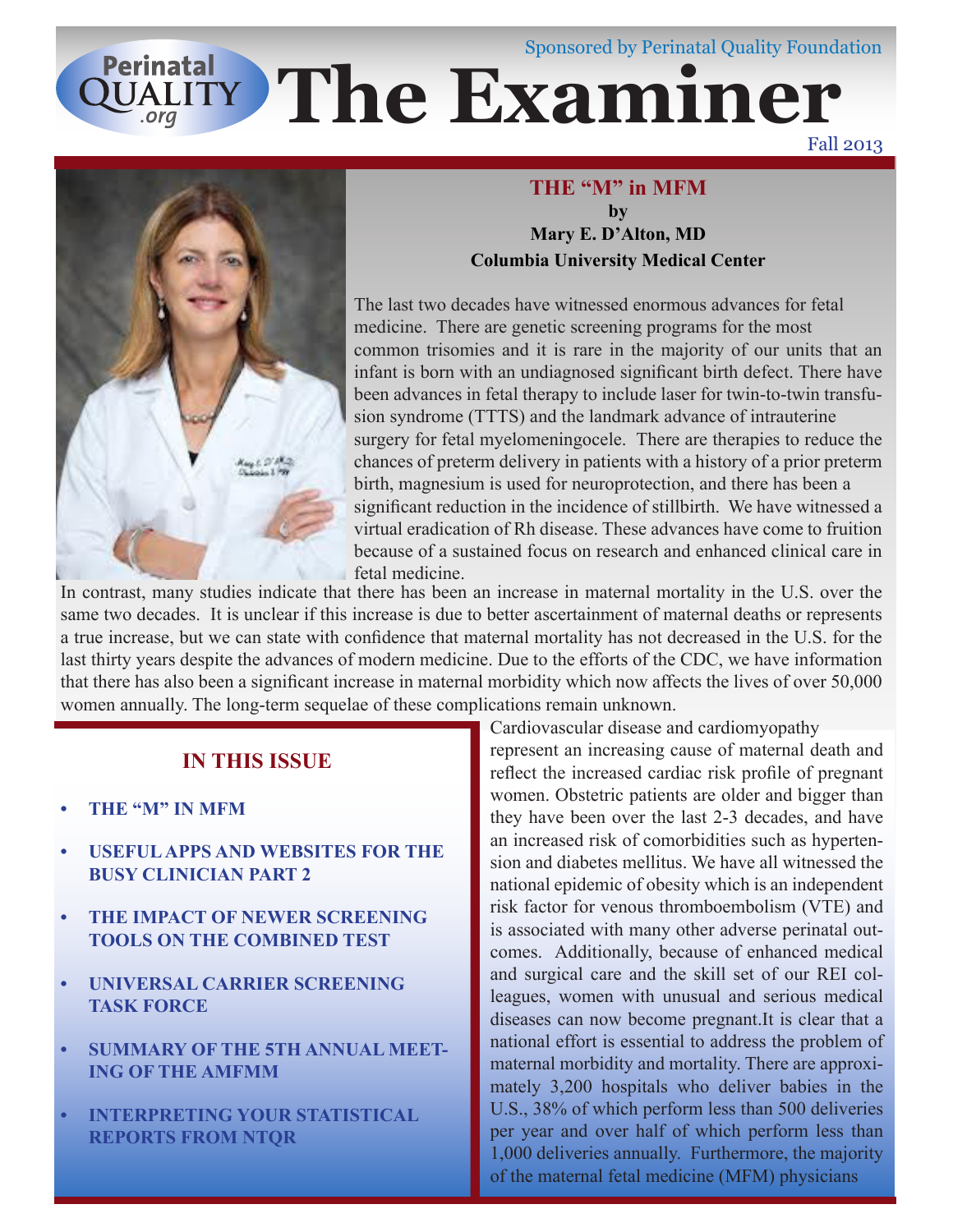Sponsored by Perinatal Quality Foundation

# The Examiner

Fall 2013

## THE "M" in MFM

**by**
**Mary E. D'Alton, MD**
**Columbia University Medical Center**

The last two decades have witnessed enormous advances for fetal medicine. There are genetic screening programs for the most common trisomies and it is rare in the majority of our units that an infant is born with an undiagnosed significant birth defect. There have been advances in fetal therapy to include laser for twin-to-twin transfusion syndrome (TTTS) and the landmark advance of intrauterine surgery for fetal myelomeningocele. There are therapies to reduce the chances of preterm delivery in patients with a history of a prior preterm birth, magnesium is used for neuroprotection, and there has been a significant reduction in the incidence of stillbirth. We have witnessed a virtual eradication of Rh disease. These advances have come to fruition because of a sustained focus on research and enhanced clinical care in fetal medicine.

In contrast, many studies indicate that there has been an increase in maternal mortality in the U.S. over the same two decades. It is unclear if this increase is due to better ascertainment of maternal deaths or represents a true increase, but we can state with confidence that maternal mortality has not decreased in the U.S. for the last thirty years despite the advances of modern medicine. Due to the efforts of the CDC, we have information that there has also been a significant increase in maternal morbidity which now affects the lives of over 50,000 women annually. The long-term sequelae of these complications remain unknown.

Cardiovascular disease and cardiomyopathy represent an increasing cause of maternal death and reflect the increased cardiac risk profile of pregnant women. Obstetric patients are older and bigger than they have been over the last 2-3 decades, and have an increased risk of comorbidities such as hypertension and diabetes mellitus. We have all witnessed the national epidemic of obesity which is an independent risk factor for venous thromboembolism (VTE) and is associated with many other adverse perinatal outcomes. Additionally, because of enhanced medical and surgical care and the skill set of our REI colleagues, women with unusual and serious medical diseases can now become pregnant.It is clear that a national effort is essential to address the problem of maternal morbidity and mortality. There are approximately 3,200 hospitals who deliver babies in the U.S., 38% of which perform less than 500 deliveries per year and over half of which perform less than 1,000 deliveries annually. Furthermore, the majority of the maternal fetal medicine (MFM) physicians

## IN THIS ISSUE

- **THE "M" IN MFM**
- **USEFUL APPS AND WEBSITES FOR THE BUSY CLINICIAN PART 2**
- **THE IMPACT OF NEWER SCREENING TOOLS ON THE COMBINED TEST**
- **UNIVERSAL CARRIER SCREENING TASK FORCE**
- **SUMMARY OF THE 5TH ANNUAL MEETING OF THE AMFMM**
- **INTERPRETING YOUR STATISTICAL REPORTS FROM NTQR**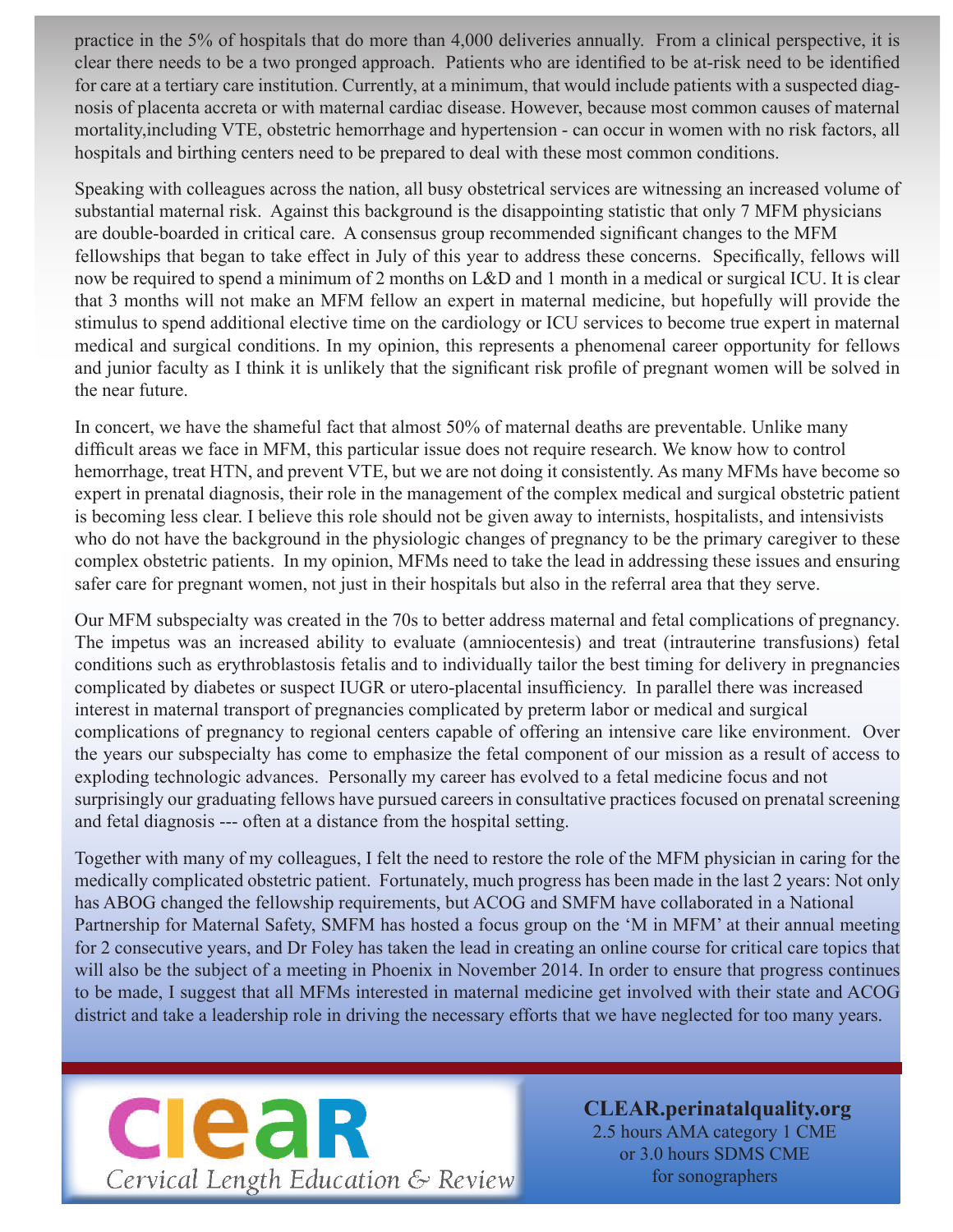practice in the 5% of hospitals that do more than 4,000 deliveries annually. From a clinical perspective, it is clear there needs to be a two pronged approach. Patients who are identified to be at-risk need to be identified for care at a tertiary care institution. Currently, at a minimum, that would include patients with a suspected diagnosis of placenta accreta or with maternal cardiac disease. However, because most common causes of maternal mortality,including VTE, obstetric hemorrhage and hypertension - can occur in women with no risk factors, all hospitals and birthing centers need to be prepared to deal with these most common conditions.

Speaking with colleagues across the nation, all busy obstetrical services are witnessing an increased volume of substantial maternal risk. Against this background is the disappointing statistic that only 7 MFM physicians are double-boarded in critical care. A consensus group recommended significant changes to the MFM fellowships that began to take effect in July of this year to address these concerns. Specifically, fellows will now be required to spend a minimum of 2 months on L&D and 1 month in a medical or surgical ICU. It is clear that 3 months will not make an MFM fellow an expert in maternal medicine, but hopefully will provide the stimulus to spend additional elective time on the cardiology or ICU services to become true expert in maternal medical and surgical conditions. In my opinion, this represents a phenomenal career opportunity for fellows and junior faculty as I think it is unlikely that the significant risk profile of pregnant women will be solved in the near future.

In concert, we have the shameful fact that almost 50% of maternal deaths are preventable. Unlike many difficult areas we face in MFM, this particular issue does not require research. We know how to control hemorrhage, treat HTN, and prevent VTE, but we are not doing it consistently. As many MFMs have become so expert in prenatal diagnosis, their role in the management of the complex medical and surgical obstetric patient is becoming less clear. I believe this role should not be given away to internists, hospitalists, and intensivists who do not have the background in the physiologic changes of pregnancy to be the primary caregiver to these complex obstetric patients. In my opinion, MFMs need to take the lead in addressing these issues and ensuring safer care for pregnant women, not just in their hospitals but also in the referral area that they serve.

Our MFM subspecialty was created in the 70s to better address maternal and fetal complications of pregnancy. The impetus was an increased ability to evaluate (amniocentesis) and treat (intrauterine transfusions) fetal conditions such as erythroblastosis fetalis and to individually tailor the best timing for delivery in pregnancies complicated by diabetes or suspect IUGR or utero-placental insufficiency. In parallel there was increased interest in maternal transport of pregnancies complicated by preterm labor or medical and surgical complications of pregnancy to regional centers capable of offering an intensive care like environment. Over the years our subspecialty has come to emphasize the fetal component of our mission as a result of access to exploding technologic advances. Personally my career has evolved to a fetal medicine focus and not surprisingly our graduating fellows have pursued careers in consultative practices focused on prenatal screening and fetal diagnosis --- often at a distance from the hospital setting.

Together with many of my colleagues, I felt the need to restore the role of the MFM physician in caring for the medically complicated obstetric patient. Fortunately, much progress has been made in the last 2 years: Not only has ABOG changed the fellowship requirements, but ACOG and SMFM have collaborated in a National Partnership for Maternal Safety, SMFM has hosted a focus group on the 'M in MFM' at their annual meeting for 2 consecutive years, and Dr Foley has taken the lead in creating an online course for critical care topics that will also be the subject of a meeting in Phoenix in November 2014. In order to ensure that progress continues to be made, I suggest that all MFMs interested in maternal medicine get involved with their state and ACOG district and take a leadership role in driving the necessary efforts that we have neglected for too many years.

---

**clear**

*Cervical Length Education & Review*

**CLEAR.perinatalquality.org**
2.5 hours AMA category 1 CME
or 3.0 hours SDMS CME
for sonographers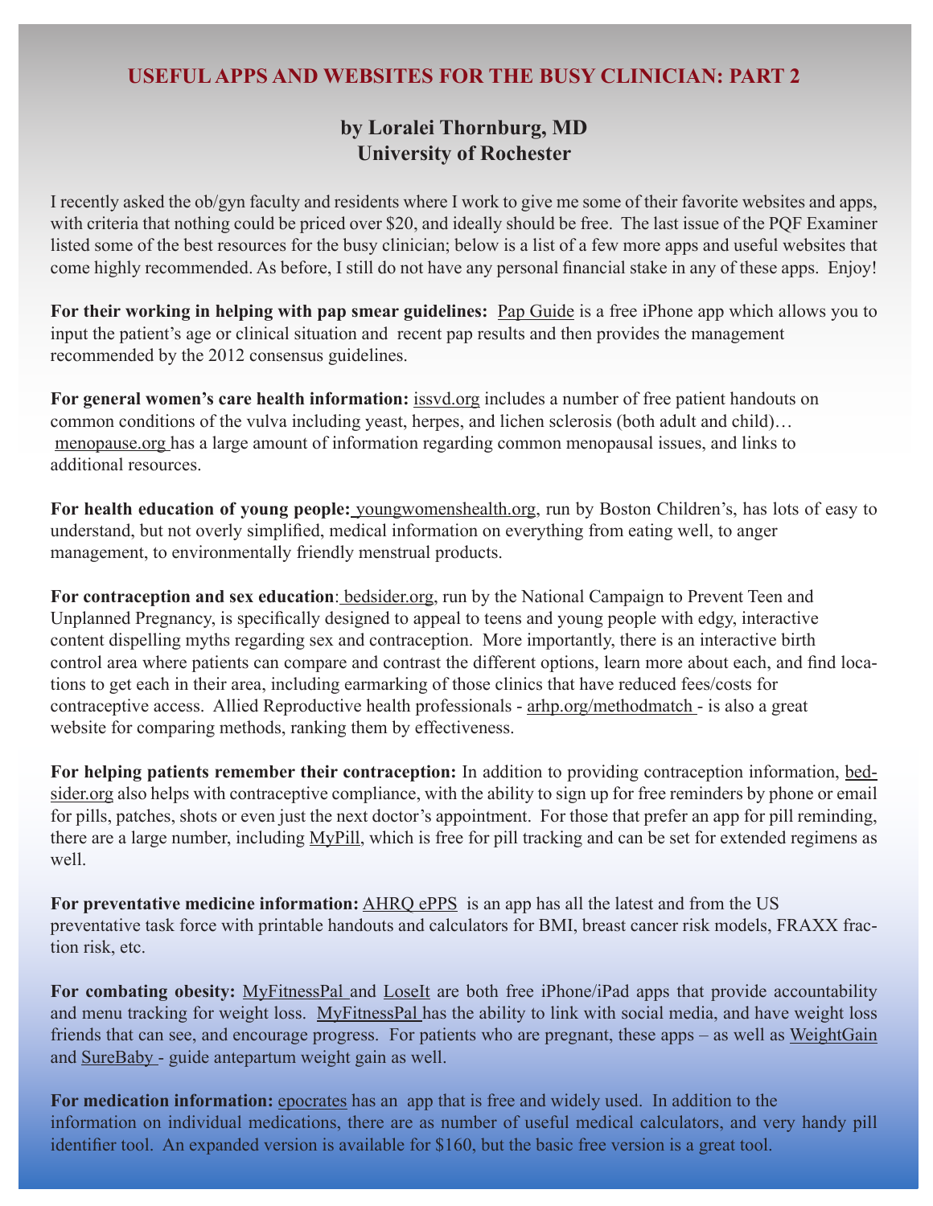# USEFUL APPS AND WEBSITES FOR THE BUSY CLINICIAN: PART 2

### by Loralei Thornburg, MD
### University of Rochester

I recently asked the ob/gyn faculty and residents where I work to give me some of their favorite websites and apps, with criteria that nothing could be priced over $20, and ideally should be free. The last issue of the PQF Examiner listed some of the best resources for the busy clinician; below is a list of a few more apps and useful websites that come highly recommended. As before, I still do not have any personal financial stake in any of these apps. Enjoy!

**For their working in helping with pap smear guidelines:** Pap Guide is a free iPhone app which allows you to input the patient's age or clinical situation and recent pap results and then provides the management recommended by the 2012 consensus guidelines.

**For general women's care health information:** issvd.org includes a number of free patient handouts on common conditions of the vulva including yeast, herpes, and lichen sclerosis (both adult and child)… menopause.org has a large amount of information regarding common menopausal issues, and links to additional resources.

**For health education of young people:** youngwomenshealth.org, run by Boston Children's, has lots of easy to understand, but not overly simplified, medical information on everything from eating well, to anger management, to environmentally friendly menstrual products.

**For contraception and sex education**: bedsider.org, run by the National Campaign to Prevent Teen and Unplanned Pregnancy, is specifically designed to appeal to teens and young people with edgy, interactive content dispelling myths regarding sex and contraception. More importantly, there is an interactive birth control area where patients can compare and contrast the different options, learn more about each, and find locations to get each in their area, including earmarking of those clinics that have reduced fees/costs for contraceptive access. Allied Reproductive health professionals - arhp.org/methodmatch - is also a great website for comparing methods, ranking them by effectiveness.

**For helping patients remember their contraception:** In addition to providing contraception information, bedsider.org also helps with contraceptive compliance, with the ability to sign up for free reminders by phone or email for pills, patches, shots or even just the next doctor's appointment. For those that prefer an app for pill reminding, there are a large number, including MyPill, which is free for pill tracking and can be set for extended regimens as well.

**For preventative medicine information:** AHRQ ePPS is an app has all the latest and from the US preventative task force with printable handouts and calculators for BMI, breast cancer risk models, FRAXX fraction risk, etc.

**For combating obesity:** MyFitnessPal and LoseIt are both free iPhone/iPad apps that provide accountability and menu tracking for weight loss. MyFitnessPal has the ability to link with social media, and have weight loss friends that can see, and encourage progress. For patients who are pregnant, these apps – as well as WeightGain and SureBaby - guide antepartum weight gain as well.

**For medication information:** epocrates has an app that is free and widely used. In addition to the information on individual medications, there are as number of useful medical calculators, and very handy pill identifier tool. An expanded version is available for $160, but the basic free version is a great tool.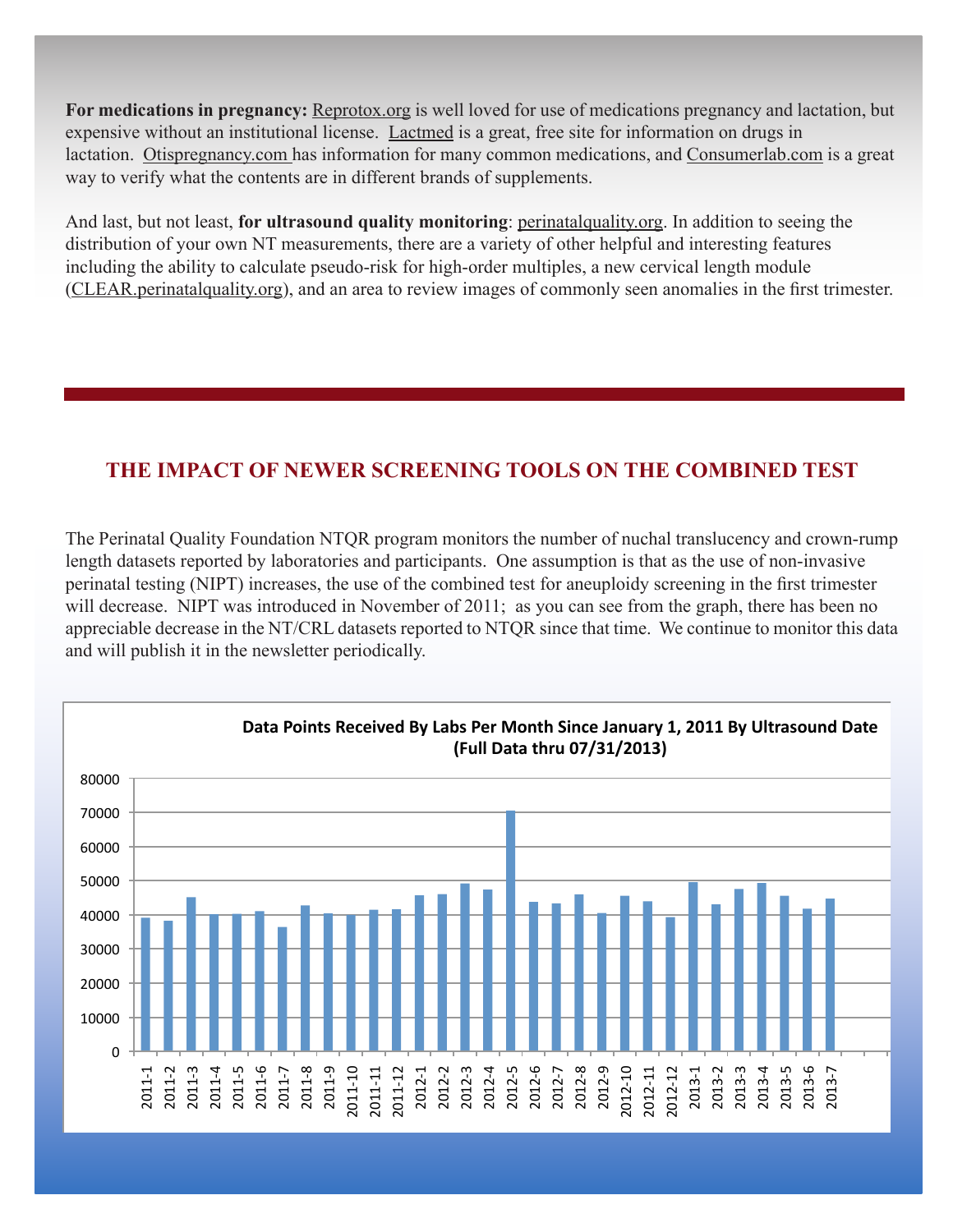**For medications in pregnancy:** Reprotox.org is well loved for use of medications pregnancy and lactation, but expensive without an institutional license. Lactmed is a great, free site for information on drugs in lactation. Otispregnancy.com has information for many common medications, and Consumerlab.com is a great way to verify what the contents are in different brands of supplements.

And last, but not least, **for ultrasound quality monitoring**: perinatalquality.org. In addition to seeing the distribution of your own NT measurements, there are a variety of other helpful and interesting features including the ability to calculate pseudo-risk for high-order multiples, a new cervical length module (CLEAR.perinatalquality.org), and an area to review images of commonly seen anomalies in the first trimester.

## THE IMPACT OF NEWER SCREENING TOOLS ON THE COMBINED TEST

The Perinatal Quality Foundation NTQR program monitors the number of nuchal translucency and crown-rump length datasets reported by laboratories and participants. One assumption is that as the use of non-invasive perinatal testing (NIPT) increases, the use of the combined test for aneuploidy screening in the first trimester will decrease. NIPT was introduced in November of 2011; as you can see from the graph, there has been no appreciable decrease in the NT/CRL datasets reported to NTQR since that time. We continue to monitor this data and will publish it in the newsletter periodically.

**Data Points Received By Labs Per Month Since January 1, 2011 By Ultrasound Date (Full Data thru 07/31/2013)**

| Month | Data Points (approx.) |
|---|---|
| 2011-1 | 39000 |
| 2011-2 | 38000 |
| 2011-3 | 45000 |
| 2011-4 | 40000 |
| 2011-5 | 40000 |
| 2011-6 | 41000 |
| 2011-7 | 36000 |
| 2011-8 | 43000 |
| 2011-9 | 40000 |
| 2011-10 | 40000 |
| 2011-11 | 41000 |
| 2011-12 | 42000 |
| 2012-1 | 46000 |
| 2012-2 | 46000 |
| 2012-3 | 49000 |
| 2012-4 | 47000 |
| 2012-5 | 70000 |
| 2012-6 | 44000 |
| 2012-7 | 43000 |
| 2012-8 | 46000 |
| 2012-9 | 40000 |
| 2012-10 | 46000 |
| 2012-11 | 44000 |
| 2012-12 | 39000 |
| 2013-1 | 49000 |
| 2013-2 | 43000 |
| 2013-3 | 47000 |
| 2013-4 | 49000 |
| 2013-5 | 46000 |
| 2013-6 | 42000 |
| 2013-7 | 45000 |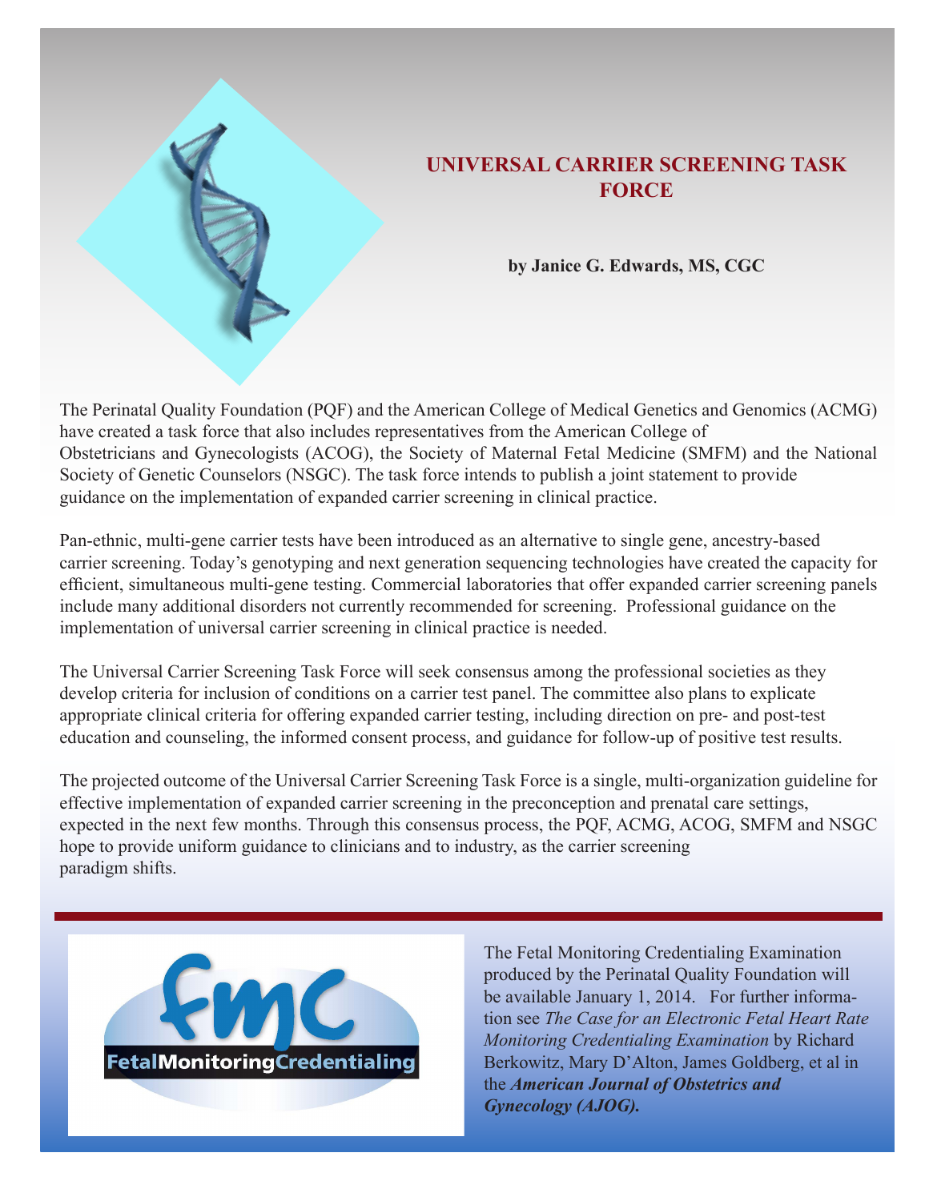# UNIVERSAL CARRIER SCREENING TASK FORCE

**by Janice G. Edwards, MS, CGC**

The Perinatal Quality Foundation (PQF) and the American College of Medical Genetics and Genomics (ACMG) have created a task force that also includes representatives from the American College of Obstetricians and Gynecologists (ACOG), the Society of Maternal Fetal Medicine (SMFM) and the National Society of Genetic Counselors (NSGC). The task force intends to publish a joint statement to provide guidance on the implementation of expanded carrier screening in clinical practice.

Pan-ethnic, multi-gene carrier tests have been introduced as an alternative to single gene, ancestry-based carrier screening. Today's genotyping and next generation sequencing technologies have created the capacity for efficient, simultaneous multi-gene testing. Commercial laboratories that offer expanded carrier screening panels include many additional disorders not currently recommended for screening. Professional guidance on the implementation of universal carrier screening in clinical practice is needed.

The Universal Carrier Screening Task Force will seek consensus among the professional societies as they develop criteria for inclusion of conditions on a carrier test panel. The committee also plans to explicate appropriate clinical criteria for offering expanded carrier testing, including direction on pre- and post-test education and counseling, the informed consent process, and guidance for follow-up of positive test results.

The projected outcome of the Universal Carrier Screening Task Force is a single, multi-organization guideline for effective implementation of expanded carrier screening in the preconception and prenatal care settings, expected in the next few months. Through this consensus process, the PQF, ACMG, ACOG, SMFM and NSGC hope to provide uniform guidance to clinicians and to industry, as the carrier screening paradigm shifts.

---

fmc FetalMonitoringCredentialing

The Fetal Monitoring Credentialing Examination produced by the Perinatal Quality Foundation will be available January 1, 2014. For further information see *The Case for an Electronic Fetal Heart Rate Monitoring Credentialing Examination* by Richard Berkowitz, Mary D'Alton, James Goldberg, et al in the ***American Journal of Obstetrics and Gynecology (AJOG).***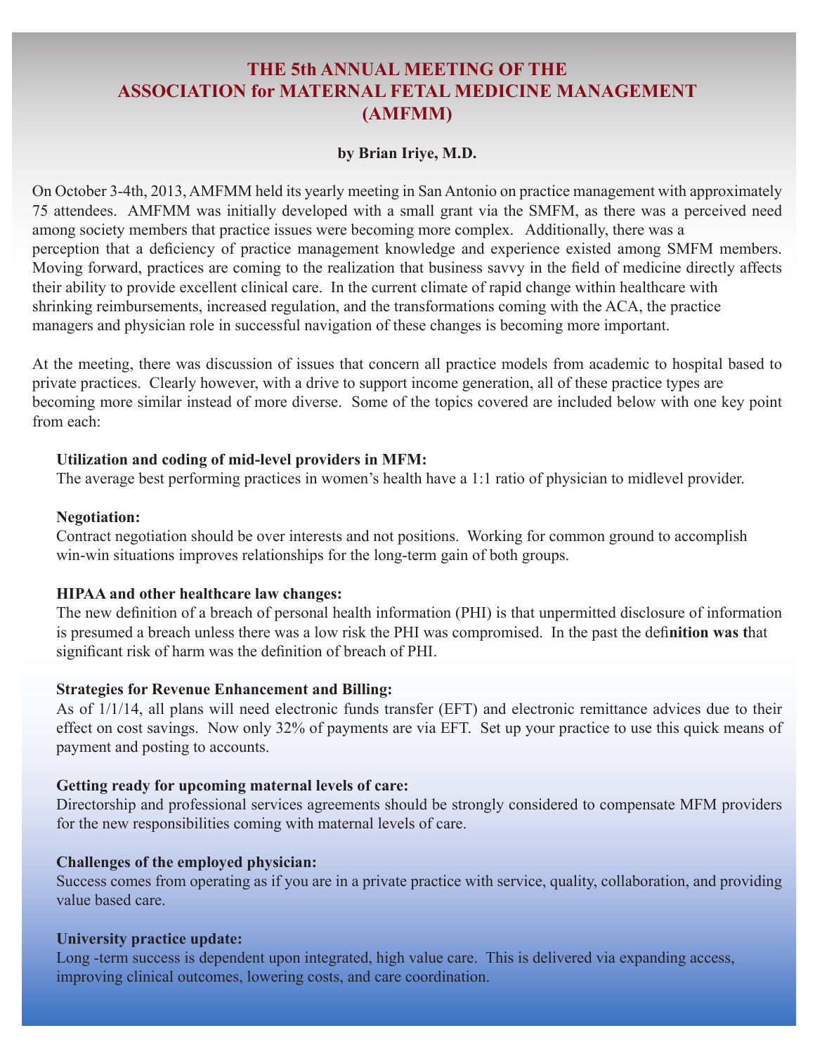# THE 5th ANNUAL MEETING OF THE ASSOCIATION for MATERNAL FETAL MEDICINE MANAGEMENT (AMFMM)

**by Brian Iriye, M.D.**

On October 3-4th, 2013, AMFMM held its yearly meeting in San Antonio on practice management with approximately 75 attendees. AMFMM was initially developed with a small grant via the SMFM, as there was a perceived need among society members that practice issues were becoming more complex. Additionally, there was a perception that a deficiency of practice management knowledge and experience existed among SMFM members. Moving forward, practices are coming to the realization that business savvy in the field of medicine directly affects their ability to provide excellent clinical care. In the current climate of rapid change within healthcare with shrinking reimbursements, increased regulation, and the transformations coming with the ACA, the practice managers and physician role in successful navigation of these changes is becoming more important.

At the meeting, there was discussion of issues that concern all practice models from academic to hospital based to private practices. Clearly however, with a drive to support income generation, all of these practice types are becoming more similar instead of more diverse. Some of the topics covered are included below with one key point from each:

**Utilization and coding of mid-level providers in MFM:**
The average best performing practices in women's health have a 1:1 ratio of physician to midlevel provider.

**Negotiation:**
Contract negotiation should be over interests and not positions. Working for common ground to accomplish win-win situations improves relationships for the long-term gain of both groups.

**HIPAA and other healthcare law changes:**
The new definition of a breach of personal health information (PHI) is that unpermitted disclosure of information is presumed a breach unless there was a low risk the PHI was compromised. In the past the definition was that significant risk of harm was the definition of breach of PHI.

**Strategies for Revenue Enhancement and Billing:**
As of 1/1/14, all plans will need electronic funds transfer (EFT) and electronic remittance advices due to their effect on cost savings. Now only 32% of payments are via EFT. Set up your practice to use this quick means of payment and posting to accounts.

**Getting ready for upcoming maternal levels of care:**
Directorship and professional services agreements should be strongly considered to compensate MFM providers for the new responsibilities coming with maternal levels of care.

**Challenges of the employed physician:**
Success comes from operating as if you are in a private practice with service, quality, collaboration, and providing value based care.

**University practice update:**
Long -term success is dependent upon integrated, high value care. This is delivered via expanding access, improving clinical outcomes, lowering costs, and care coordination.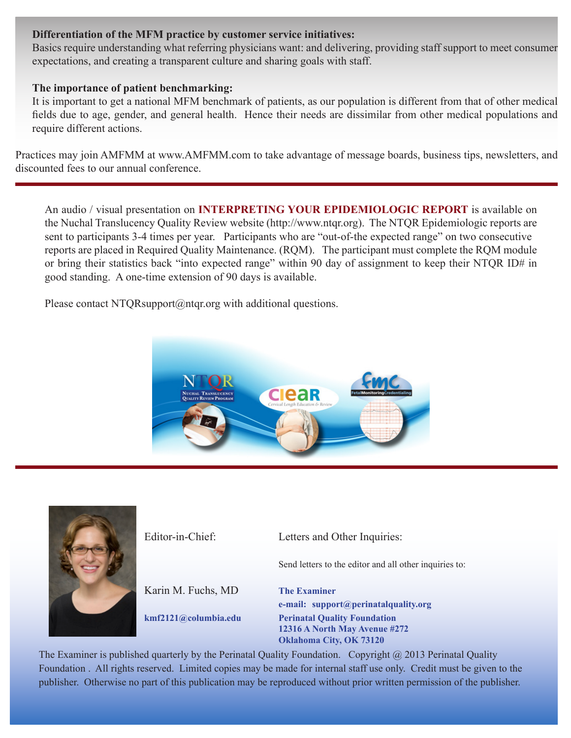**Differentiation of the MFM practice by customer service initiatives:**
Basics require understanding what referring physicians want: and delivering, providing staff support to meet consumer expectations, and creating a transparent culture and sharing goals with staff.

**The importance of patient benchmarking:**
It is important to get a national MFM benchmark of patients, as our population is different from that of other medical fields due to age, gender, and general health. Hence their needs are dissimilar from other medical populations and require different actions.

Practices may join AMFMM at www.AMFMM.com to take advantage of message boards, business tips, newsletters, and discounted fees to our annual conference.

---

An audio / visual presentation on **INTERPRETING YOUR EPIDEMIOLOGIC REPORT** is available on the Nuchal Translucency Quality Review website (http://www.ntqr.org). The NTQR Epidemiologic reports are sent to participants 3-4 times per year. Participants who are "out-of-the expected range" on two consecutive reports are placed in Required Quality Maintenance. (RQM). The participant must complete the RQM module or bring their statistics back "into expected range" within 90 day of assignment to keep their NTQR ID# in good standing. A one-time extension of 90 days is available.

Please contact NTQRsupport@ntqr.org with additional questions.

NTQR
Nuchal Translucency Quality Review Program

clear
Cervical Length Education & Review

fmc
FetalMonitoringCredentialing

---

Editor-in-Chief:

Karin M. Fuchs, MD

**kmf2121@columbia.edu**

Letters and Other Inquiries:

Send letters to the editor and all other inquiries to:

**The Examiner**
**e-mail: support@perinatalquality.org**
**Perinatal Quality Foundation**
**12316 A North May Avenue #272**
**Oklahoma City, OK 73120**

The Examiner is published quarterly by the Perinatal Quality Foundation. Copyright @ 2013 Perinatal Quality Foundation . All rights reserved. Limited copies may be made for internal staff use only. Credit must be given to the publisher. Otherwise no part of this publication may be reproduced without prior written permission of the publisher.